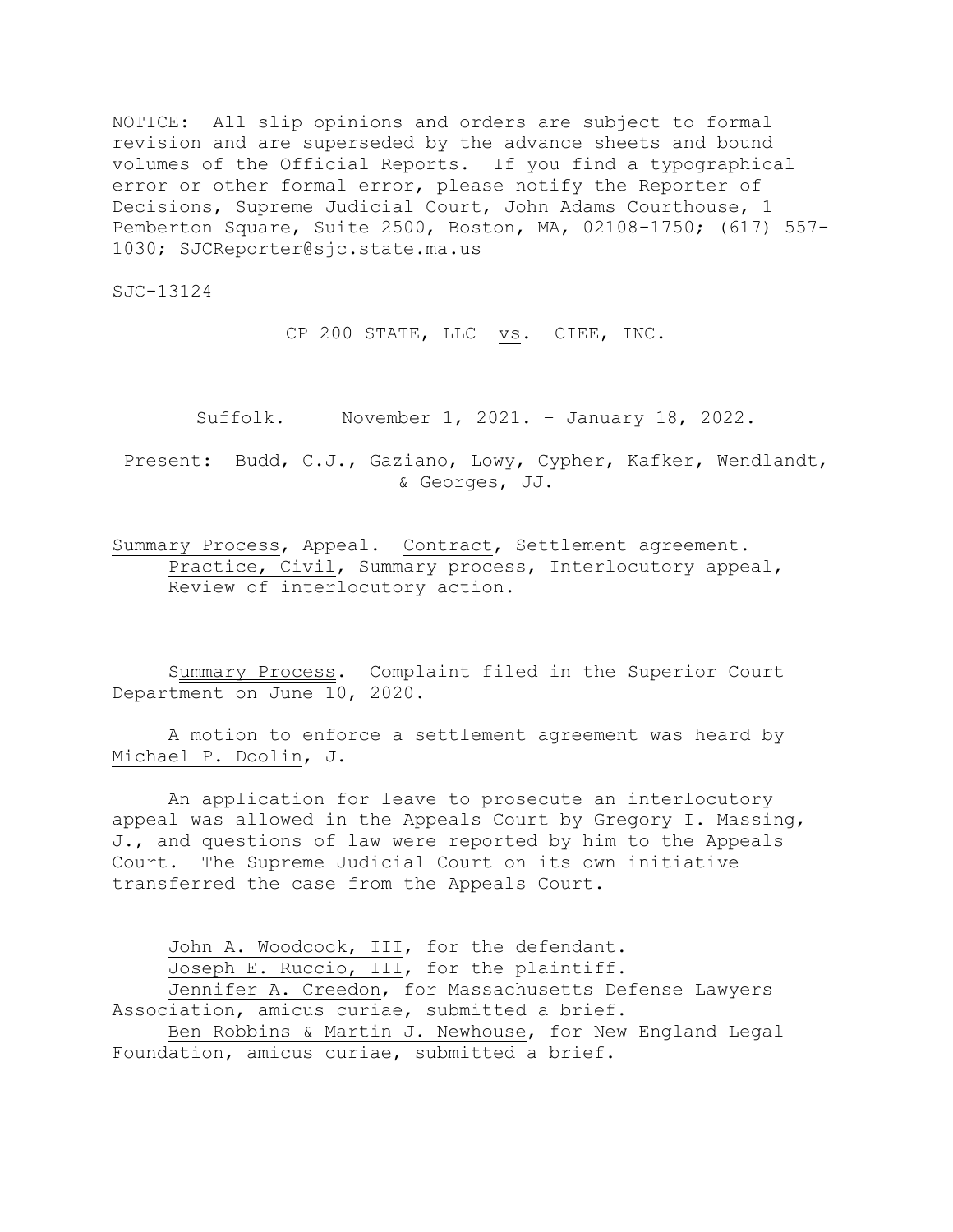NOTICE: All slip opinions and orders are subject to formal revision and are superseded by the advance sheets and bound volumes of the Official Reports. If you find a typographical error or other formal error, please notify the Reporter of Decisions, Supreme Judicial Court, John Adams Courthouse, 1 Pemberton Square, Suite 2500, Boston, MA, 02108-1750; (617) 557-1030; SJCReporter@sjc.state.ma.us

SJC-13124

CP 200 STATE, LLC vs. CIEE, INC.

Suffolk. November 1, 2021. – January 18, 2022.

Present: Budd, C.J., Gaziano, Lowy, Cypher, Kafker, Wendlandt, & Georges, JJ.

Summary Process, Appeal. Contract, Settlement agreement. Practice, Civil, Summary process, Interlocutory appeal, Review of interlocutory action.

Summary Process. Complaint filed in the Superior Court Department on June 10, 2020.

A motion to enforce a settlement agreement was heard by Michael P. Doolin, J.

An application for leave to prosecute an interlocutory appeal was allowed in the Appeals Court by Gregory I. Massing, J., and questions of law were reported by him to the Appeals Court. The Supreme Judicial Court on its own initiative transferred the case from the Appeals Court.

John A. Woodcock, III, for the defendant.
Joseph E. Ruccio, III, for the plaintiff.
Jennifer A. Creedon, for Massachusetts Defense Lawyers Association, amicus curiae, submitted a brief.
Ben Robbins & Martin J. Newhouse, for New England Legal Foundation, amicus curiae, submitted a brief.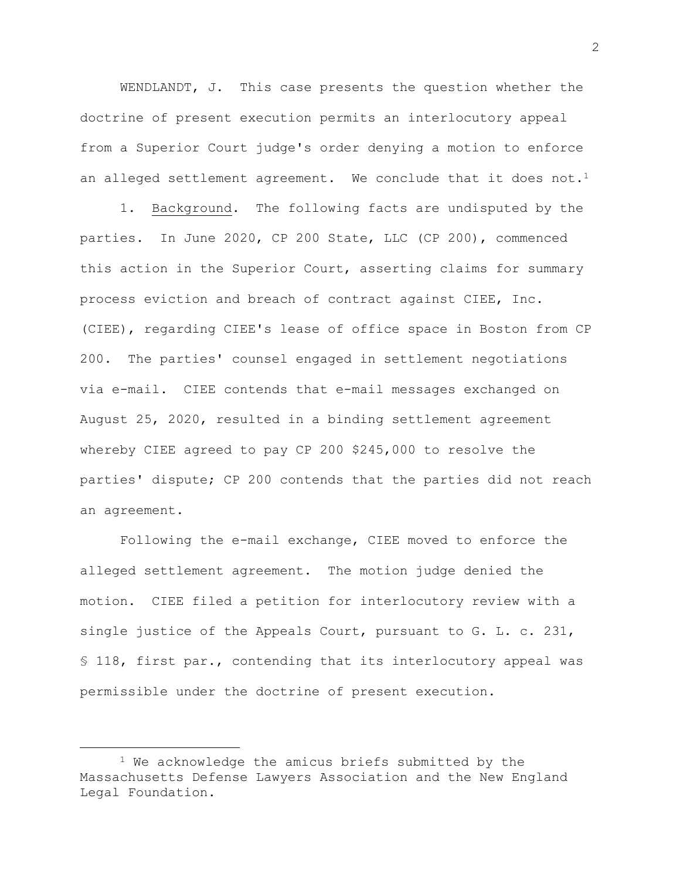WENDLANDT, J. This case presents the question whether the doctrine of present execution permits an interlocutory appeal from a Superior Court judge's order denying a motion to enforce an alleged settlement agreement. We conclude that it does not.[1]

1. Background. The following facts are undisputed by the parties. In June 2020, CP 200 State, LLC (CP 200), commenced this action in the Superior Court, asserting claims for summary process eviction and breach of contract against CIEE, Inc. (CIEE), regarding CIEE's lease of office space in Boston from CP 200. The parties' counsel engaged in settlement negotiations via e-mail. CIEE contends that e-mail messages exchanged on August 25, 2020, resulted in a binding settlement agreement whereby CIEE agreed to pay CP 200 $245,000 to resolve the parties' dispute; CP 200 contends that the parties did not reach an agreement.

Following the e-mail exchange, CIEE moved to enforce the alleged settlement agreement. The motion judge denied the motion. CIEE filed a petition for interlocutory review with a single justice of the Appeals Court, pursuant to G. L. c. 231, § 118, first par., contending that its interlocutory appeal was permissible under the doctrine of present execution.

[1] We acknowledge the amicus briefs submitted by the Massachusetts Defense Lawyers Association and the New England Legal Foundation.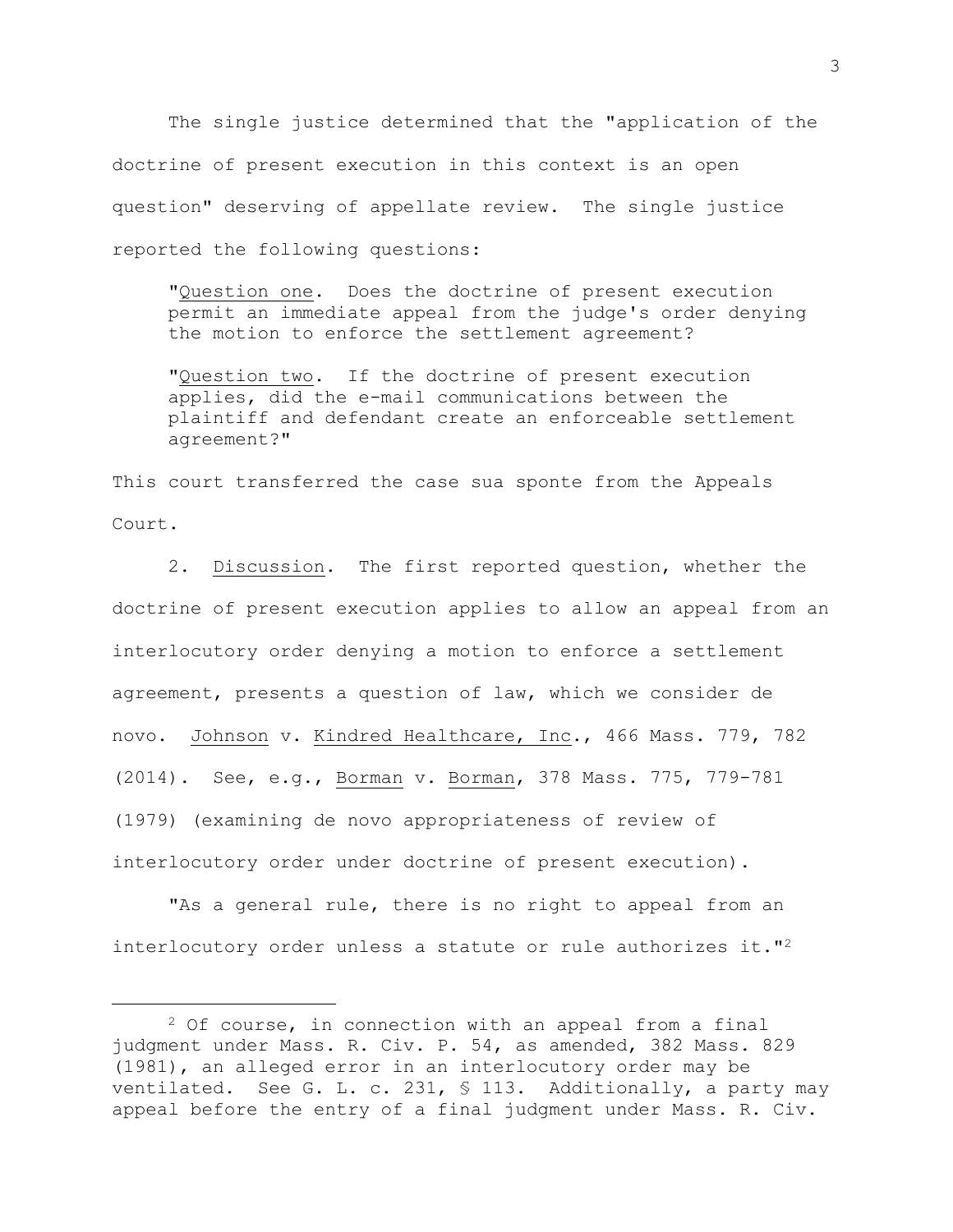The single justice determined that the "application of the doctrine of present execution in this context is an open question" deserving of appellate review. The single justice reported the following questions:

> "Question one. Does the doctrine of present execution permit an immediate appeal from the judge's order denying the motion to enforce the settlement agreement?
>
> "Question two. If the doctrine of present execution applies, did the e-mail communications between the plaintiff and defendant create an enforceable settlement agreement?"

This court transferred the case sua sponte from the Appeals Court.

2. Discussion. The first reported question, whether the doctrine of present execution applies to allow an appeal from an interlocutory order denying a motion to enforce a settlement agreement, presents a question of law, which we consider de novo. Johnson v. Kindred Healthcare, Inc., 466 Mass. 779, 782 (2014). See, e.g., Borman v. Borman, 378 Mass. 775, 779-781 (1979) (examining de novo appropriateness of review of interlocutory order under doctrine of present execution).

"As a general rule, there is no right to appeal from an interlocutory order unless a statute or rule authorizes it."[2]

---

[2] Of course, in connection with an appeal from a final judgment under Mass. R. Civ. P. 54, as amended, 382 Mass. 829 (1981), an alleged error in an interlocutory order may be ventilated. See G. L. c. 231, § 113. Additionally, a party may appeal before the entry of a final judgment under Mass. R. Civ.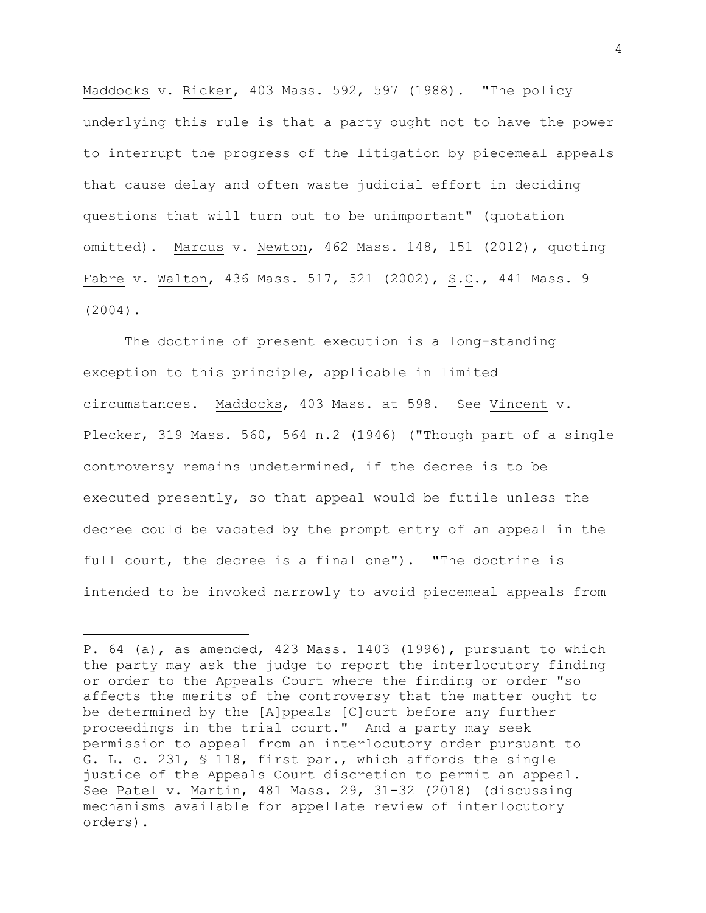Maddocks v. Ricker, 403 Mass. 592, 597 (1988). "The policy underlying this rule is that a party ought not to have the power to interrupt the progress of the litigation by piecemeal appeals that cause delay and often waste judicial effort in deciding questions that will turn out to be unimportant" (quotation omitted). Marcus v. Newton, 462 Mass. 148, 151 (2012), quoting Fabre v. Walton, 436 Mass. 517, 521 (2002), S.C., 441 Mass. 9 (2004).

The doctrine of present execution is a long-standing exception to this principle, applicable in limited circumstances. Maddocks, 403 Mass. at 598. See Vincent v. Plecker, 319 Mass. 560, 564 n.2 (1946) ("Though part of a single controversy remains undetermined, if the decree is to be executed presently, so that appeal would be futile unless the decree could be vacated by the prompt entry of an appeal in the full court, the decree is a final one"). "The doctrine is intended to be invoked narrowly to avoid piecemeal appeals from

---

P. 64 (a), as amended, 423 Mass. 1403 (1996), pursuant to which the party may ask the judge to report the interlocutory finding or order to the Appeals Court where the finding or order "so affects the merits of the controversy that the matter ought to be determined by the [A]ppeals [C]ourt before any further proceedings in the trial court." And a party may seek permission to appeal from an interlocutory order pursuant to G. L. c. 231, § 118, first par., which affords the single justice of the Appeals Court discretion to permit an appeal. See Patel v. Martin, 481 Mass. 29, 31-32 (2018) (discussing mechanisms available for appellate review of interlocutory orders).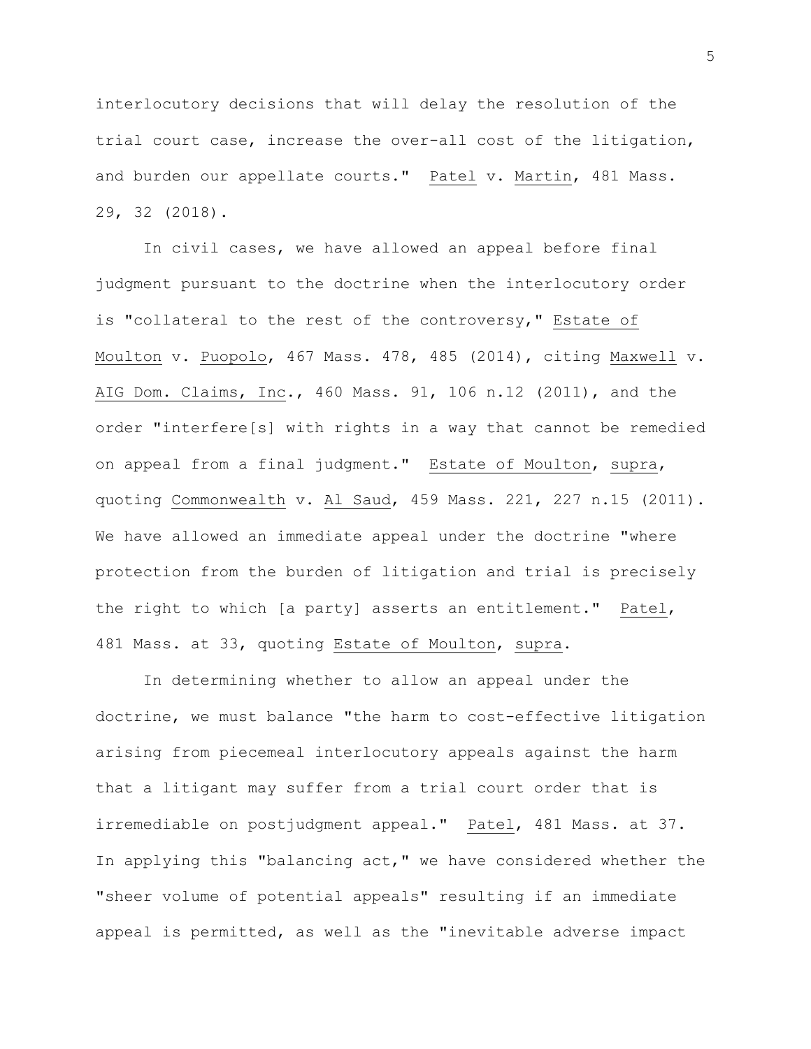interlocutory decisions that will delay the resolution of the trial court case, increase the over-all cost of the litigation, and burden our appellate courts." Patel v. Martin, 481 Mass. 29, 32 (2018).

In civil cases, we have allowed an appeal before final judgment pursuant to the doctrine when the interlocutory order is "collateral to the rest of the controversy," Estate of Moulton v. Puopolo, 467 Mass. 478, 485 (2014), citing Maxwell v. AIG Dom. Claims, Inc., 460 Mass. 91, 106 n.12 (2011), and the order "interfere[s] with rights in a way that cannot be remedied on appeal from a final judgment." Estate of Moulton, supra, quoting Commonwealth v. Al Saud, 459 Mass. 221, 227 n.15 (2011). We have allowed an immediate appeal under the doctrine "where protection from the burden of litigation and trial is precisely the right to which [a party] asserts an entitlement." Patel, 481 Mass. at 33, quoting Estate of Moulton, supra.

In determining whether to allow an appeal under the doctrine, we must balance "the harm to cost-effective litigation arising from piecemeal interlocutory appeals against the harm that a litigant may suffer from a trial court order that is irremediable on postjudgment appeal." Patel, 481 Mass. at 37. In applying this "balancing act," we have considered whether the "sheer volume of potential appeals" resulting if an immediate appeal is permitted, as well as the "inevitable adverse impact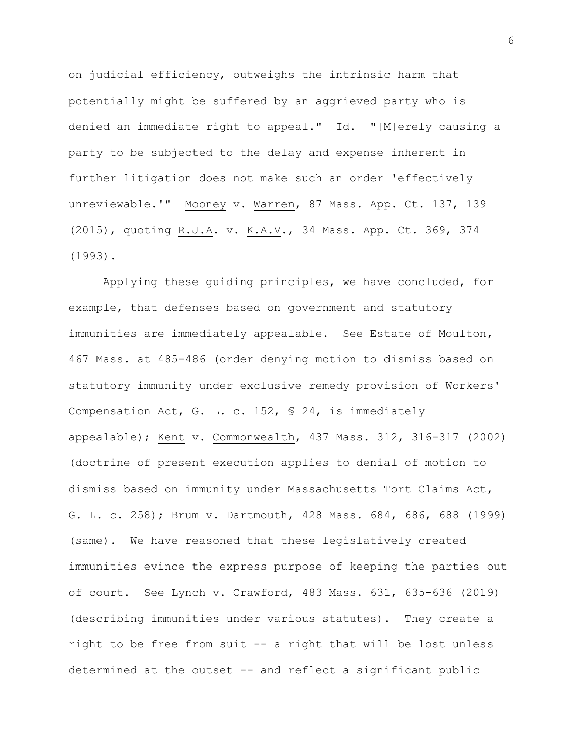on judicial efficiency, outweighs the intrinsic harm that potentially might be suffered by an aggrieved party who is denied an immediate right to appeal." Id. "[M]erely causing a party to be subjected to the delay and expense inherent in further litigation does not make such an order 'effectively unreviewable.'" Mooney v. Warren, 87 Mass. App. Ct. 137, 139 (2015), quoting R.J.A. v. K.A.V., 34 Mass. App. Ct. 369, 374 (1993).

Applying these guiding principles, we have concluded, for example, that defenses based on government and statutory immunities are immediately appealable. See Estate of Moulton, 467 Mass. at 485-486 (order denying motion to dismiss based on statutory immunity under exclusive remedy provision of Workers' Compensation Act, G. L. c. 152, § 24, is immediately appealable); Kent v. Commonwealth, 437 Mass. 312, 316-317 (2002) (doctrine of present execution applies to denial of motion to dismiss based on immunity under Massachusetts Tort Claims Act, G. L. c. 258); Brum v. Dartmouth, 428 Mass. 684, 686, 688 (1999) (same). We have reasoned that these legislatively created immunities evince the express purpose of keeping the parties out of court. See Lynch v. Crawford, 483 Mass. 631, 635-636 (2019) (describing immunities under various statutes). They create a right to be free from suit -- a right that will be lost unless determined at the outset -- and reflect a significant public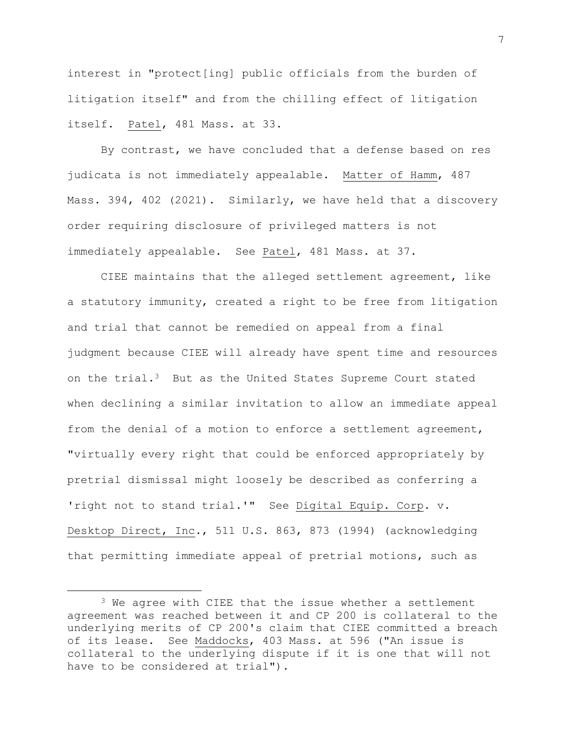interest in "protect[ing] public officials from the burden of litigation itself" and from the chilling effect of litigation itself. Patel, 481 Mass. at 33.

By contrast, we have concluded that a defense based on res judicata is not immediately appealable. Matter of Hamm, 487 Mass. 394, 402 (2021). Similarly, we have held that a discovery order requiring disclosure of privileged matters is not immediately appealable. See Patel, 481 Mass. at 37.

CIEE maintains that the alleged settlement agreement, like a statutory immunity, created a right to be free from litigation and trial that cannot be remedied on appeal from a final judgment because CIEE will already have spent time and resources on the trial.[3] But as the United States Supreme Court stated when declining a similar invitation to allow an immediate appeal from the denial of a motion to enforce a settlement agreement, "virtually every right that could be enforced appropriately by pretrial dismissal might loosely be described as conferring a 'right not to stand trial.'" See Digital Equip. Corp. v. Desktop Direct, Inc., 511 U.S. 863, 873 (1994) (acknowledging that permitting immediate appeal of pretrial motions, such as

---

[3] We agree with CIEE that the issue whether a settlement agreement was reached between it and CP 200 is collateral to the underlying merits of CP 200's claim that CIEE committed a breach of its lease. See Maddocks, 403 Mass. at 596 ("An issue is collateral to the underlying dispute if it is one that will not have to be considered at trial").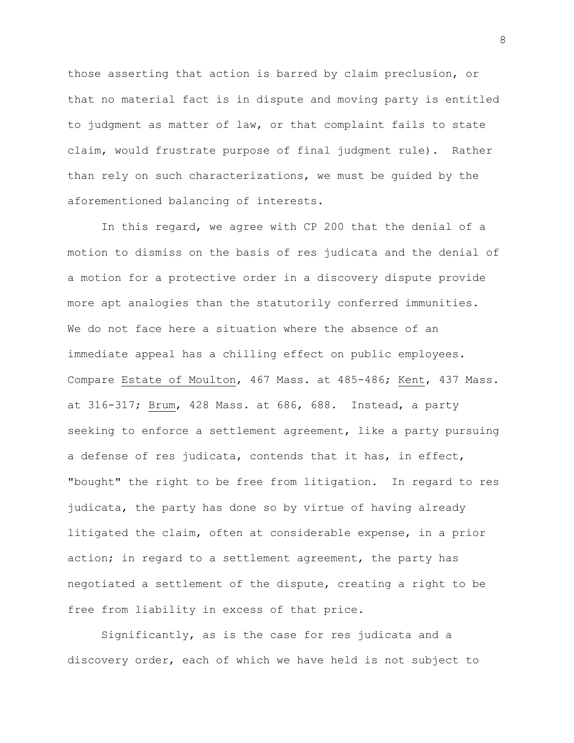those asserting that action is barred by claim preclusion, or that no material fact is in dispute and moving party is entitled to judgment as matter of law, or that complaint fails to state claim, would frustrate purpose of final judgment rule). Rather than rely on such characterizations, we must be guided by the aforementioned balancing of interests.

In this regard, we agree with CP 200 that the denial of a motion to dismiss on the basis of res judicata and the denial of a motion for a protective order in a discovery dispute provide more apt analogies than the statutorily conferred immunities. We do not face here a situation where the absence of an immediate appeal has a chilling effect on public employees. Compare Estate of Moulton, 467 Mass. at 485-486; Kent, 437 Mass. at 316-317; Brum, 428 Mass. at 686, 688. Instead, a party seeking to enforce a settlement agreement, like a party pursuing a defense of res judicata, contends that it has, in effect, "bought" the right to be free from litigation. In regard to res judicata, the party has done so by virtue of having already litigated the claim, often at considerable expense, in a prior action; in regard to a settlement agreement, the party has negotiated a settlement of the dispute, creating a right to be free from liability in excess of that price.

Significantly, as is the case for res judicata and a discovery order, each of which we have held is not subject to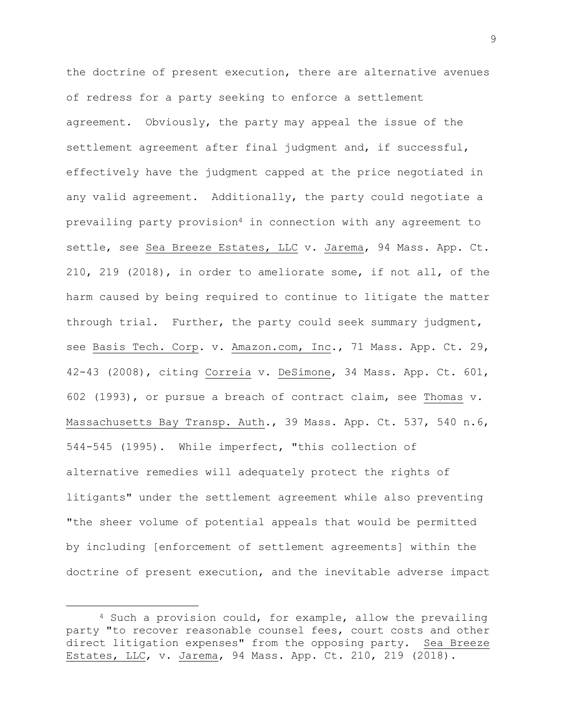the doctrine of present execution, there are alternative avenues of redress for a party seeking to enforce a settlement agreement. Obviously, the party may appeal the issue of the settlement agreement after final judgment and, if successful, effectively have the judgment capped at the price negotiated in any valid agreement. Additionally, the party could negotiate a prevailing party provision[4] in connection with any agreement to settle, see Sea Breeze Estates, LLC v. Jarema, 94 Mass. App. Ct. 210, 219 (2018), in order to ameliorate some, if not all, of the harm caused by being required to continue to litigate the matter through trial. Further, the party could seek summary judgment, see Basis Tech. Corp. v. Amazon.com, Inc., 71 Mass. App. Ct. 29, 42-43 (2008), citing Correia v. DeSimone, 34 Mass. App. Ct. 601, 602 (1993), or pursue a breach of contract claim, see Thomas v. Massachusetts Bay Transp. Auth., 39 Mass. App. Ct. 537, 540 n.6, 544-545 (1995). While imperfect, "this collection of alternative remedies will adequately protect the rights of litigants" under the settlement agreement while also preventing "the sheer volume of potential appeals that would be permitted by including [enforcement of settlement agreements] within the doctrine of present execution, and the inevitable adverse impact

[4] Such a provision could, for example, allow the prevailing party "to recover reasonable counsel fees, court costs and other direct litigation expenses" from the opposing party. Sea Breeze Estates, LLC, v. Jarema, 94 Mass. App. Ct. 210, 219 (2018).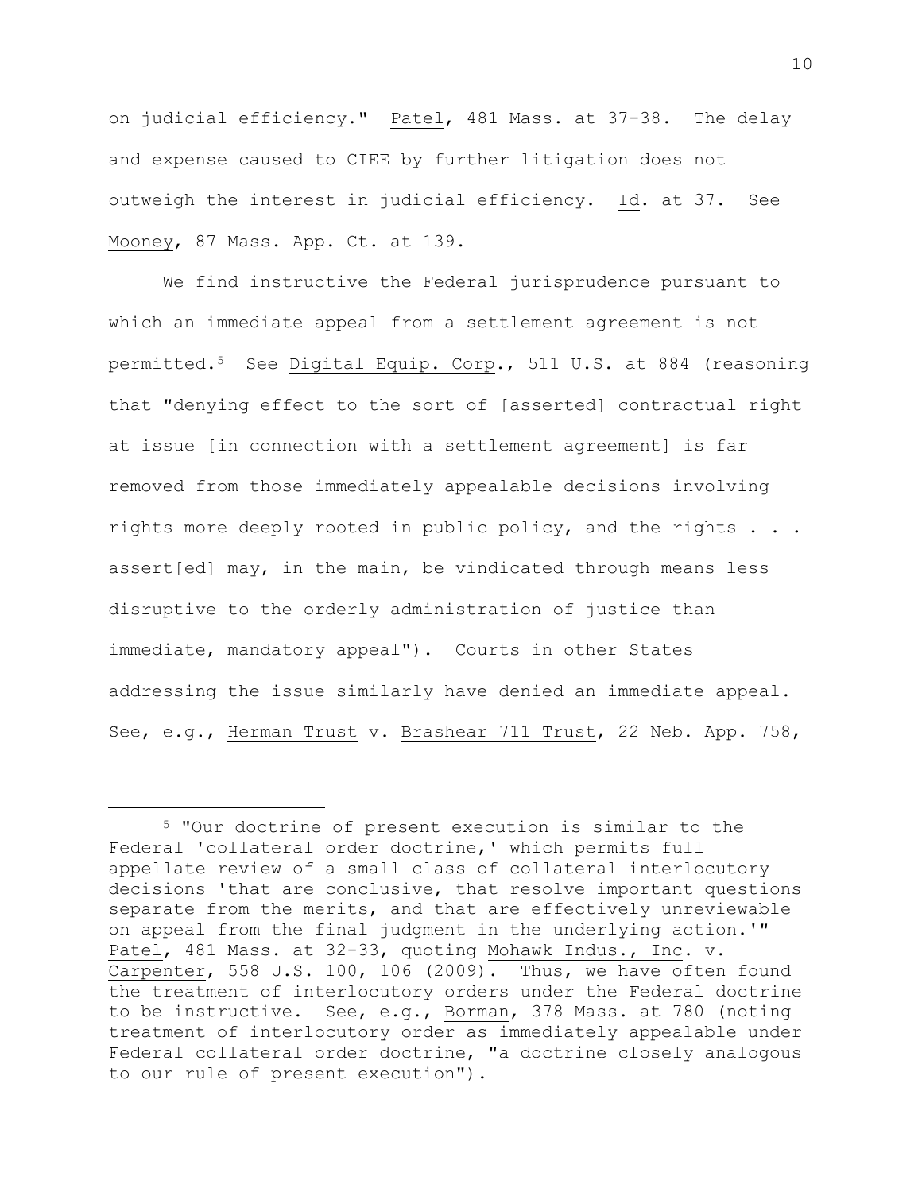on judicial efficiency." Patel, 481 Mass. at 37-38. The delay and expense caused to CIEE by further litigation does not outweigh the interest in judicial efficiency. Id. at 37. See Mooney, 87 Mass. App. Ct. at 139.

We find instructive the Federal jurisprudence pursuant to which an immediate appeal from a settlement agreement is not permitted.[5] See Digital Equip. Corp., 511 U.S. at 884 (reasoning that "denying effect to the sort of [asserted] contractual right at issue [in connection with a settlement agreement] is far removed from those immediately appealable decisions involving rights more deeply rooted in public policy, and the rights . . . assert[ed] may, in the main, be vindicated through means less disruptive to the orderly administration of justice than immediate, mandatory appeal"). Courts in other States addressing the issue similarly have denied an immediate appeal. See, e.g., Herman Trust v. Brashear 711 Trust, 22 Neb. App. 758,

---

[5] "Our doctrine of present execution is similar to the Federal 'collateral order doctrine,' which permits full appellate review of a small class of collateral interlocutory decisions 'that are conclusive, that resolve important questions separate from the merits, and that are effectively unreviewable on appeal from the final judgment in the underlying action.'" Patel, 481 Mass. at 32-33, quoting Mohawk Indus., Inc. v. Carpenter, 558 U.S. 100, 106 (2009). Thus, we have often found the treatment of interlocutory orders under the Federal doctrine to be instructive. See, e.g., Borman, 378 Mass. at 780 (noting treatment of interlocutory order as immediately appealable under Federal collateral order doctrine, "a doctrine closely analogous to our rule of present execution").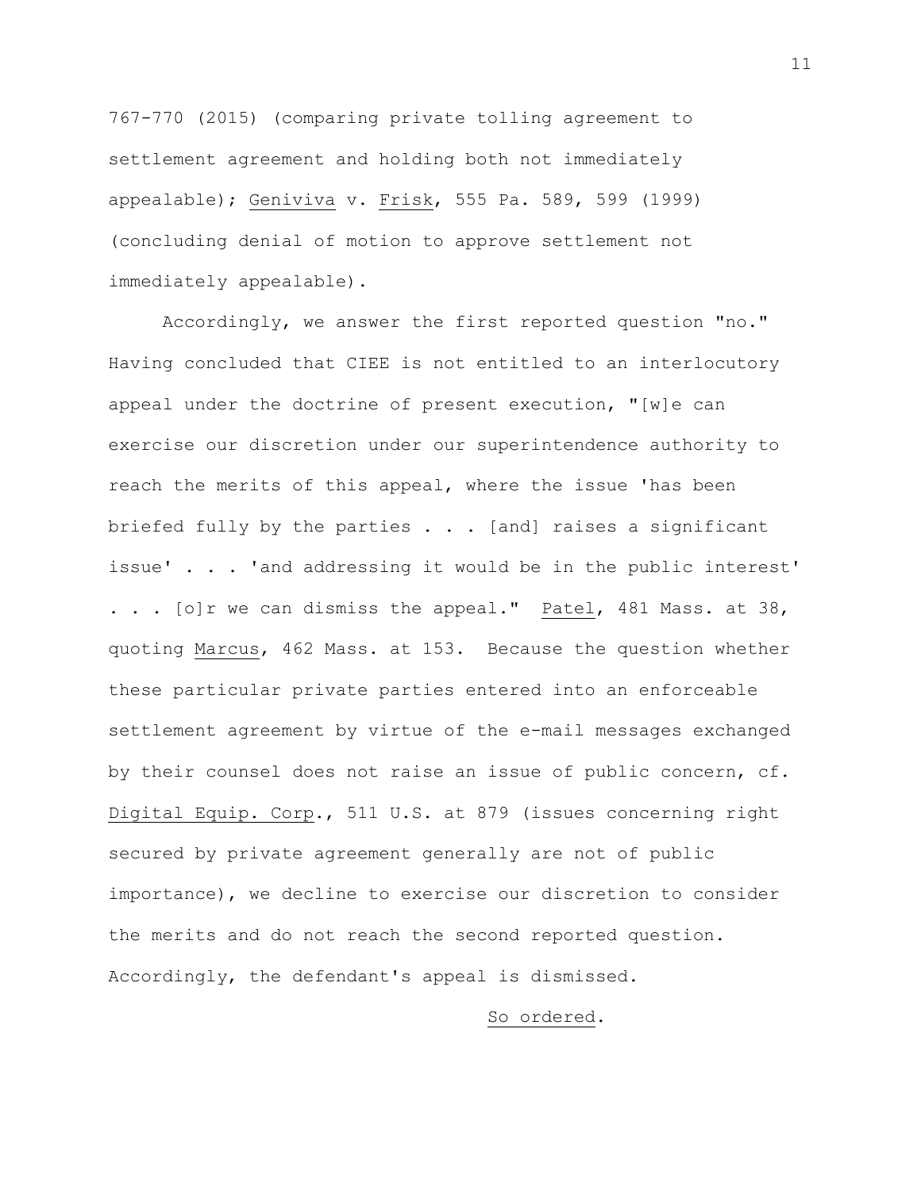767-770 (2015) (comparing private tolling agreement to settlement agreement and holding both not immediately appealable); Geniviva v. Frisk, 555 Pa. 589, 599 (1999) (concluding denial of motion to approve settlement not immediately appealable).

Accordingly, we answer the first reported question "no." Having concluded that CIEE is not entitled to an interlocutory appeal under the doctrine of present execution, "[w]e can exercise our discretion under our superintendence authority to reach the merits of this appeal, where the issue 'has been briefed fully by the parties . . . [and] raises a significant issue' . . . 'and addressing it would be in the public interest' . . . [o]r we can dismiss the appeal." Patel, 481 Mass. at 38, quoting Marcus, 462 Mass. at 153. Because the question whether these particular private parties entered into an enforceable settlement agreement by virtue of the e-mail messages exchanged by their counsel does not raise an issue of public concern, cf. Digital Equip. Corp., 511 U.S. at 879 (issues concerning right secured by private agreement generally are not of public importance), we decline to exercise our discretion to consider the merits and do not reach the second reported question. Accordingly, the defendant's appeal is dismissed.

So ordered.